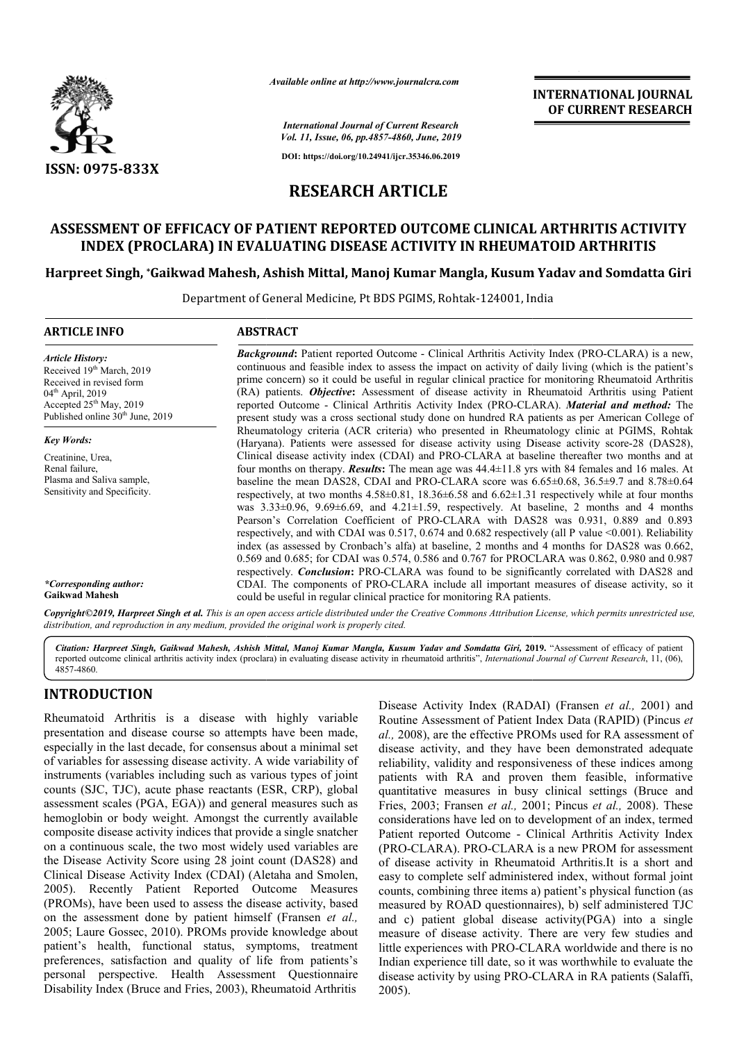**ISSN: 0975-833X**

*Available online at http://www.journalcra.com*

*International Journal of Current Research*
*Vol. 11, Issue, 06, pp.4857-4860, June, 2019*

**DOI: https://doi.org/10.24941/ijcr.35346.06.2019**

**INTERNATIONAL JOURNAL OF CURRENT RESEARCH**

# RESEARCH ARTICLE

## ASSESSMENT OF EFFICACY OF PATIENT REPORTED OUTCOME CLINICAL ARTHRITIS ACTIVITY INDEX (PROCLARA) IN EVALUATING DISEASE ACTIVITY IN RHEUMATOID ARTHRITIS

**Harpreet Singh, \*Gaikwad Mahesh, Ashish Mittal, Manoj Kumar Mangla, Kusum Yadav and Somdatta Giri**

Department of General Medicine, Pt BDS PGIMS, Rohtak-124001, India

### ARTICLE INFO

*Article History:*
Received 19th March, 2019
Received in revised form 04th April, 2019
Accepted 25th May, 2019
Published online 30th June, 2019

*Key Words:*
Creatinine, Urea, Renal failure, Plasma and Saliva sample, Sensitivity and Specificity.

*\*Corresponding author:*
**Gaikwad Mahesh**

### ABSTRACT

***Background*:** Patient reported Outcome - Clinical Arthritis Activity Index (PRO-CLARA) is a new, continuous and feasible index to assess the impact on activity of daily living (which is the patient's prime concern) so it could be useful in regular clinical practice for monitoring Rheumatoid Arthritis (RA) patients. ***Objective*:** Assessment of disease activity in Rheumatoid Arthritis using Patient reported Outcome - Clinical Arthritis Activity Index (PRO-CLARA). ***Material and method:*** The present study was a cross sectional study done on hundred RA patients as per American College of Rheumatology criteria (ACR criteria) who presented in Rheumatology clinic at PGIMS, Rohtak (Haryana). Patients were assessed for disease activity using Disease activity score-28 (DAS28), Clinical disease activity index (CDAI) and PRO-CLARA at baseline thereafter two months and at four months on therapy. ***Results*:** The mean age was 44.4±11.8 yrs with 84 females and 16 males. At baseline the mean DAS28, CDAI and PRO-CLARA score was 6.65±0.68, 36.5±9.7 and 8.78±0.64 respectively, at two months 4.58±0.81, 18.36±6.58 and 6.62±1.31 respectively while at four months was 3.33±0.96, 9.69±6.69, and 4.21±1.59, respectively. At baseline, 2 months and 4 months Pearson's Correlation Coefficient of PRO-CLARA with DAS28 was 0.931, 0.889 and 0.893 respectively, and with CDAI was 0.517, 0.674 and 0.682 respectively (all P value <0.001). Reliability index (as assessed by Cronbach's alfa) at baseline, 2 months and 4 months for DAS28 was 0.662, 0.569 and 0.685; for CDAI was 0.574, 0.586 and 0.767 for PROCLARA was 0.862, 0.980 and 0.987 respectively. ***Conclusion*:** PRO-CLARA was found to be significantly correlated with DAS28 and CDAI. The components of PRO-CLARA include all important measures of disease activity, so it could be useful in regular clinical practice for monitoring RA patients.

*Copyright©2019, Harpreet Singh et al. This is an open access article distributed under the Creative Commons Attribution License, which permits unrestricted use, distribution, and reproduction in any medium, provided the original work is properly cited.*

***Citation:*** *Harpreet Singh, Gaikwad Mahesh, Ashish Mittal, Manoj Kumar Mangla, Kusum Yadav and Somdatta Giri,* **2019.** "Assessment of efficacy of patient reported outcome clinical arthritis activity index (proclara) in evaluating disease activity in rheumatoid arthritis", *International Journal of Current Research*, 11, (06), 4857-4860.

## INTRODUCTION

Rheumatoid Arthritis is a disease with highly variable presentation and disease course so attempts have been made, especially in the last decade, for consensus about a minimal set of variables for assessing disease activity. A wide variability of instruments (variables including such as various types of joint counts (SJC, TJC), acute phase reactants (ESR, CRP), global assessment scales (PGA, EGA)) and general measures such as hemoglobin or body weight. Amongst the currently available composite disease activity indices that provide a single snatcher on a continuous scale, the two most widely used variables are the Disease Activity Score using 28 joint count (DAS28) and Clinical Disease Activity Index (CDAI) (Aletaha and Smolen, 2005). Recently Patient Reported Outcome Measures (PROMs), have been used to assess the disease activity, based on the assessment done by patient himself (Fransen *et al.,* 2005; Laure Gossec, 2010). PROMs provide knowledge about patient's health, functional status, symptoms, treatment preferences, satisfaction and quality of life from patients's personal perspective. Health Assessment Questionnaire Disability Index (Bruce and Fries, 2003), Rheumatoid Arthritis Disease Activity Index (RADAI) (Fransen *et al.,* 2001) and Routine Assessment of Patient Index Data (RAPID) (Pincus *et al.,* 2008), are the effective PROMs used for RA assessment of disease activity, and they have been demonstrated adequate reliability, validity and responsiveness of these indices among patients with RA and proven them feasible, informative quantitative measures in busy clinical settings (Bruce and Fries, 2003; Fransen *et al.,* 2001; Pincus *et al.,* 2008). These considerations have led on to development of an index, termed Patient reported Outcome - Clinical Arthritis Activity Index (PRO-CLARA). PRO-CLARA is a new PROM for assessment of disease activity in Rheumatoid Arthritis.It is a short and easy to complete self administered index, without formal joint counts, combining three items a) patient's physical function (as measured by ROAD questionnaires), b) self administered TJC and c) patient global disease activity(PGA) into a single measure of disease activity. There are very few studies and little experiences with PRO-CLARA worldwide and there is no Indian experience till date, so it was worthwhile to evaluate the disease activity by using PRO-CLARA in RA patients (Salaffi, 2005).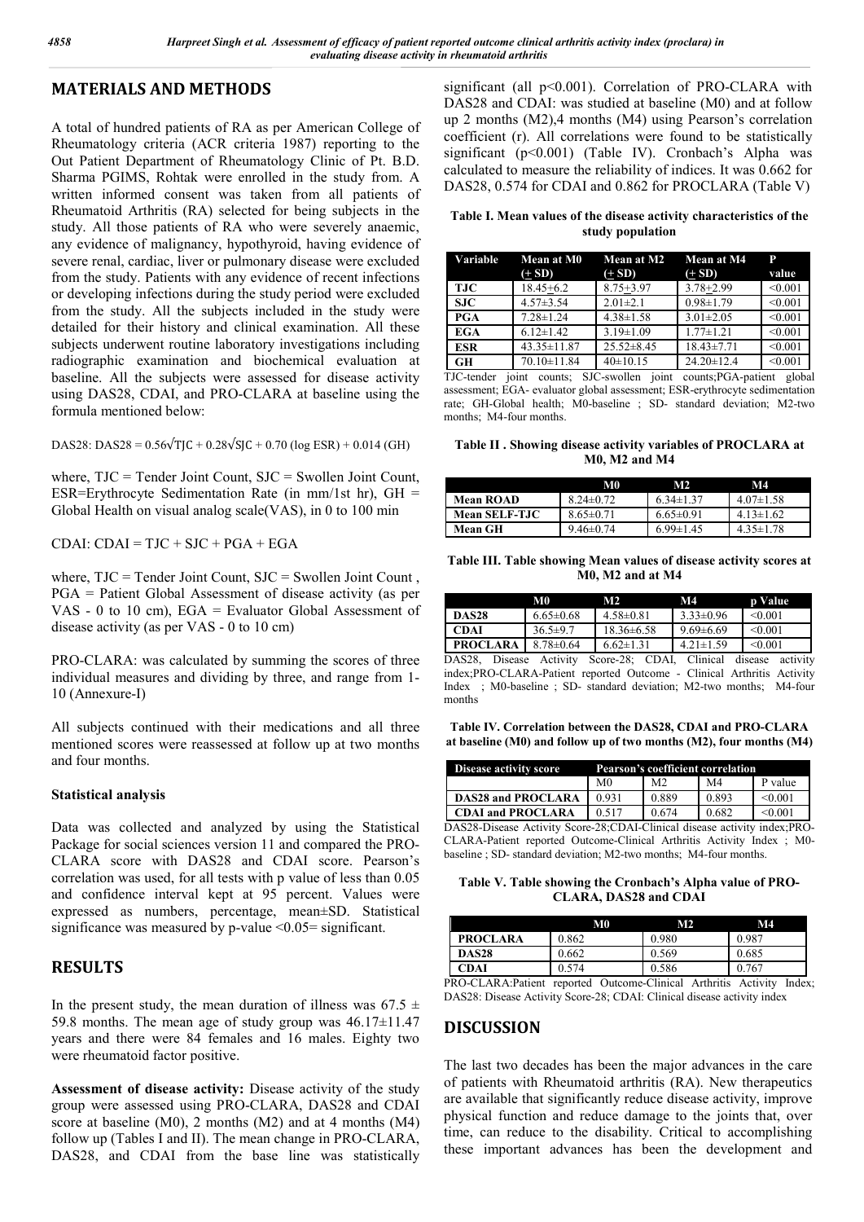## MATERIALS AND METHODS

A total of hundred patients of RA as per American College of Rheumatology criteria (ACR criteria 1987) reporting to the Out Patient Department of Rheumatology Clinic of Pt. B.D. Sharma PGIMS, Rohtak were enrolled in the study from. A written informed consent was taken from all patients of Rheumatoid Arthritis (RA) selected for being subjects in the study. All those patients of RA who were severely anaemic, any evidence of malignancy, hypothyroid, having evidence of severe renal, cardiac, liver or pulmonary disease were excluded from the study. Patients with any evidence of recent infections or developing infections during the study period were excluded from the study. All the subjects included in the study were detailed for their history and clinical examination. All these subjects underwent routine laboratory investigations including radiographic examination and biochemical evaluation at baseline. All the subjects were assessed for disease activity using DAS28, CDAI, and PRO-CLARA at baseline using the formula mentioned below:

DAS28: $DAS28 = 0.56\sqrt{TJC} + 0.28\sqrt{SJC} + 0.70 (\log ESR) + 0.014 (GH)$

where, TJC = Tender Joint Count, SJC = Swollen Joint Count, ESR=Erythrocyte Sedimentation Rate (in mm/1st hr), GH = Global Health on visual analog scale(VAS), in 0 to 100 min

CDAI: CDAI = TJC + SJC + PGA + EGA

where, TJC = Tender Joint Count, SJC = Swollen Joint Count , PGA = Patient Global Assessment of disease activity (as per VAS - 0 to 10 cm), EGA = Evaluator Global Assessment of disease activity (as per VAS - 0 to 10 cm)

PRO-CLARA: was calculated by summing the scores of three individual measures and dividing by three, and range from 1-10 (Annexure-I)

All subjects continued with their medications and all three mentioned scores were reassessed at follow up at two months and four months.

### Statistical analysis

Data was collected and analyzed by using the Statistical Package for social sciences version 11 and compared the PRO-CLARA score with DAS28 and CDAI score. Pearson's correlation was used, for all tests with p value of less than 0.05 and confidence interval kept at 95 percent. Values were expressed as numbers, percentage, mean±SD. Statistical significance was measured by p-value <0.05= significant.

## RESULTS

In the present study, the mean duration of illness was 67.5 ± 59.8 months. The mean age of study group was 46.17±11.47 years and there were 84 females and 16 males. Eighty two were rheumatoid factor positive.

**Assessment of disease activity:** Disease activity of the study group were assessed using PRO-CLARA, DAS28 and CDAI score at baseline (M0), 2 months (M2) and at 4 months (M4) follow up (Tables I and II). The mean change in PRO-CLARA, DAS28, and CDAI from the base line was statistically significant (all p<0.001). Correlation of PRO-CLARA with DAS28 and CDAI: was studied at baseline (M0) and at follow up 2 months (M2),4 months (M4) using Pearson's correlation coefficient (r). All correlations were found to be statistically significant (p<0.001) (Table IV). Cronbach's Alpha was calculated to measure the reliability of indices. It was 0.662 for DAS28, 0.574 for CDAI and 0.862 for PROCLARA (Table V)

**Table I. Mean values of the disease activity characteristics of the study population**

| Variable | Mean at M0 (± SD) | Mean at M2 (± SD) | Mean at M4 (± SD) | P value |
|---|---|---|---|---|
| TJC | 18.45±6.2 | 8.75±3.97 | 3.78±2.99 | <0.001 |
| SJC | 4.57±3.54 | 2.01±2.1 | 0.98±1.79 | <0.001 |
| PGA | 7.28±1.24 | 4.38±1.58 | 3.01±2.05 | <0.001 |
| EGA | 6.12±1.42 | 3.19±1.09 | 1.77±1.21 | <0.001 |
| ESR | 43.35±11.87 | 25.52±8.45 | 18.43±7.71 | <0.001 |
| GH | 70.10±11.84 | 40±10.15 | 24.20±12.4 | <0.001 |

TJC-tender joint counts; SJC-swollen joint counts;PGA-patient global assessment; EGA- evaluator global assessment; ESR-erythrocyte sedimentation rate; GH-Global health; M0-baseline ; SD- standard deviation; M2-two months; M4-four months.

**Table II . Showing disease activity variables of PROCLARA at M0, M2 and M4**

| | M0 | M2 | M4 |
|---|---|---|---|
| Mean ROAD | 8.24±0.72 | 6.34±1.37 | 4.07±1.58 |
| Mean SELF-TJC | 8.65±0.71 | 6.65±0.91 | 4.13±1.62 |
| Mean GH | 9.46±0.74 | 6.99±1.45 | 4.35±1.78 |

**Table III. Table showing Mean values of disease activity scores at M0, M2 and at M4**

| | M0 | M2 | M4 | p Value |
|---|---|---|---|---|
| DAS28 | 6.65±0.68 | 4.58±0.81 | 3.33±0.96 | <0.001 |
| CDAI | 36.5±9.7 | 18.36±6.58 | 9.69±6.69 | <0.001 |
| PROCLARA | 8.78±0.64 | 6.62±1.31 | 4.21±1.59 | <0.001 |

DAS28, Disease Activity Score-28; CDAI, Clinical disease activity index;PRO-CLARA-Patient reported Outcome - Clinical Arthritis Activity Index ; M0-baseline ; SD- standard deviation; M2-two months; M4-four months

**Table IV. Correlation between the DAS28, CDAI and PRO-CLARA at baseline (M0) and follow up of two months (M2), four months (M4)**

| Disease activity score | Pearson's coefficient correlation | | | |
|---|---|---|---|---|
| | M0 | M2 | M4 | P value |
| DAS28 and PROCLARA | 0.931 | 0.889 | 0.893 | <0.001 |
| CDAI and PROCLARA | 0.517 | 0.674 | 0.682 | <0.001 |

DAS28-Disease Activity Score-28;CDAI-Clinical disease activity index;PRO-CLARA-Patient reported Outcome-Clinical Arthritis Activity Index ; M0-baseline ; SD- standard deviation; M2-two months; M4-four months.

**Table V. Table showing the Cronbach's Alpha value of PRO-CLARA, DAS28 and CDAI**

| | M0 | M2 | M4 |
|---|---|---|---|
| PROCLARA | 0.862 | 0.980 | 0.987 |
| DAS28 | 0.662 | 0.569 | 0.685 |
| CDAI | 0.574 | 0.586 | 0.767 |

PRO-CLARA:Patient reported Outcome-Clinical Arthritis Activity Index; DAS28: Disease Activity Score-28; CDAI: Clinical disease activity index

## DISCUSSION

The last two decades has been the major advances in the care of patients with Rheumatoid arthritis (RA). New therapeutics are available that significantly reduce disease activity, improve physical function and reduce damage to the joints that, over time, can reduce to the disability. Critical to accomplishing these important advances has been the development and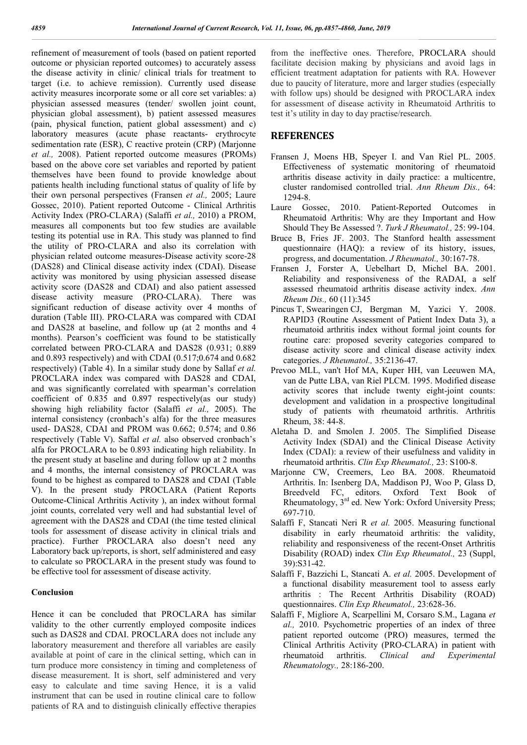refinement of measurement of tools (based on patient reported outcome or physician reported outcomes) to accurately assess the disease activity in clinic/ clinical trials for treatment to target (i.e. to achieve remission). Currently used disease activity measures incorporate some or all core set variables: a) physician assessed measures (tender/ swollen joint count, physician global assessment), b) patient assessed measures (pain, physical function, patient global assessment) and c) laboratory measures (acute phase reactants- erythrocyte sedimentation rate (ESR), C reactive protein (CRP) (Marjonne *et al.,* 2008). Patient reported outcome measures (PROMs) based on the above core set variables and reported by patient themselves have been found to provide knowledge about patients health including functional status of quality of life by their own personal perspectives (Fransen *et al.,* 2005; Laure Gossec, 2010). Patient reported Outcome - Clinical Arthritis Activity Index (PRO-CLARA) (Salaffi *et al.,* 2010) a PROM, measures all components but too few studies are available testing its potential use in RA. This study was planned to find the utility of PRO-CLARA and also its correlation with physician related outcome measures-Disease activity score-28 (DAS28) and Clinical disease activity index (CDAI). Disease activity was monitored by using physician assessed disease activity score (DAS28 and CDAI) and also patient assessed disease activity measure (PRO-CLARA). There was significant reduction of disease activity over 4 months of duration (Table III). PRO-CLARA was compared with CDAI and DAS28 at baseline, and follow up (at 2 months and 4 months). Pearson's coefficient was found to be statistically correlated between PRO-CLARA and DAS28 (0.931; 0.889 and 0.893 respectively) and with CDAI (0.517;0.674 and 0.682 respectively) (Table 4). In a similar study done by Sallaf *et al.* PROCLARA index was compared with DAS28 and CDAI, and was significantly correlated with spearman's correlation coefficient of 0.835 and 0.897 respectively(as our study) showing high reliability factor (Salaffi *et al.,* 2005). The internal consistency (cronbach's alfa) for the three measures used- DAS28, CDAI and PROM was 0.662; 0.574; and 0.86 respectively (Table V). Saffal *et al.* also observed cronbach's alfa for PROCLARA to be 0.893 indicating high reliability. In the present study at baseline and during follow up at 2 months and 4 months, the internal consistency of PROCLARA was found to be highest as compared to DAS28 and CDAI (Table V). In the present study PROCLARA (Patient Reports Outcome-Clinical Arthritis Activity ), an index without formal joint counts, correlated very well and had substantial level of agreement with the DAS28 and CDAI (the time tested clinical tools for assessment of disease activity in clinical trials and practice). Further PROCLARA also doesn't need any Laboratory back up/reports, is short, self administered and easy to calculate so PROCLARA in the present study was found to be effective tool for assessment of disease activity.

## Conclusion

Hence it can be concluded that PROCLARA has similar validity to the other currently employed composite indices such as DAS28 and CDAI. PROCLARA does not include any laboratory measurement and therefore all variables are easily available at point of care in the clinical setting, which can in turn produce more consistency in timing and completeness of disease measurement. It is short, self administered and very easy to calculate and time saving Hence, it is a valid instrument that can be used in routine clinical care to follow patients of RA and to distinguish clinically effective therapies from the ineffective ones. Therefore, PROCLARA should facilitate decision making by physicians and avoid lags in efficient treatment adaptation for patients with RA. However due to paucity of literature, more and larger studies (especially with follow ups) should be designed with PROCLARA index for assessment of disease activity in Rheumatoid Arthritis to test it's utility in day to day practise/research.

## REFERENCES

Fransen J, Moens HB, Speyer I. and Van Riel PL. 2005. Effectiveness of systematic monitoring of rheumatoid arthritis disease activity in daily practice: a multicentre, cluster randomised controlled trial. *Ann Rheum Dis.,* 64: 1294-8.

Laure Gossec, 2010. Patient-Reported Outcomes in Rheumatoid Arthritis: Why are they Important and How Should They Be Assessed ?. *Turk J Rheumatol.,* 25: 99-104.

Bruce B, Fries JF. 2003. The Stanford health assessment questionnaire (HAQ): a review of its history, issues, progress, and documentation. *J Rheumatol.,* 30:167-78.

Fransen J, Forster A, Uebelhart D, Michel BA. 2001. Reliability and responsiveness of the RADAI, a self assessed rheumatoid arthritis disease activity index. *Ann Rheum Dis.,* 60 (11):345

Pincus T, Swearingen CJ, Bergman M, Yazici Y. 2008. RAPID3 (Routine Assessment of Patient Index Data 3), a rheumatoid arthritis index without formal joint counts for routine care: proposed severity categories compared to disease activity score and clinical disease activity index categories. *J Rheumatol.,* 35:2136-47.

Prevoo MLL, van't Hof MA, Kuper HH, van Leeuwen MA, van de Putte LBA, van Riel PLCM. 1995. Modified disease activity scores that include twenty eight-joint counts: development and validation in a prospective longitudinal study of patients with rheumatoid arthritis. Arthritis Rheum, 38: 44-8.

Aletaha D. and Smolen J. 2005. The Simplified Disease Activity Index (SDAI) and the Clinical Disease Activity Index (CDAI): a review of their usefulness and validity in rheumatoid arthritis. *Clin Exp Rheumatol.,* 23: S100-8.

Marjonne CW, Creemers, Leo BA. 2008. Rheumatoid Arthritis. In: Isenberg DA, Maddison PJ, Woo P, Glass D, Breedveld FC, editors. Oxford Text Book of Rheumatology, 3rd ed. New York: Oxford University Press; 697-710.

Salaffi F, Stancati Neri R *et al.* 2005. Measuring functional disability in early rheumatoid arthritis: the validity, reliability and responsiveness of the recent-Onset Arthritis Disability (ROAD) index *Clin Exp Rheumatol.,* 23 (Suppl, 39):S31-42.

Salaffi F, Bazzichi L, Stancati A. *et al.* 2005. Development of a functional disability measurement tool to assess early arthritis : The Recent Arthritis Disability (ROAD) questionnaires. *Clin Exp Rheumatol.,* 23:628-36.

Salaffi F, Migliore A, Scarpellini M, Corsaro S.M., Lagana *et al.,* 2010. Psychometric properties of an index of three patient reported outcome (PRO) measures, termed the Clinical Arthritis Activity (PRO-CLARA) in patient with rheumatoid arthritis. *Clinical and Experimental Rheumatology.,* 28:186-200.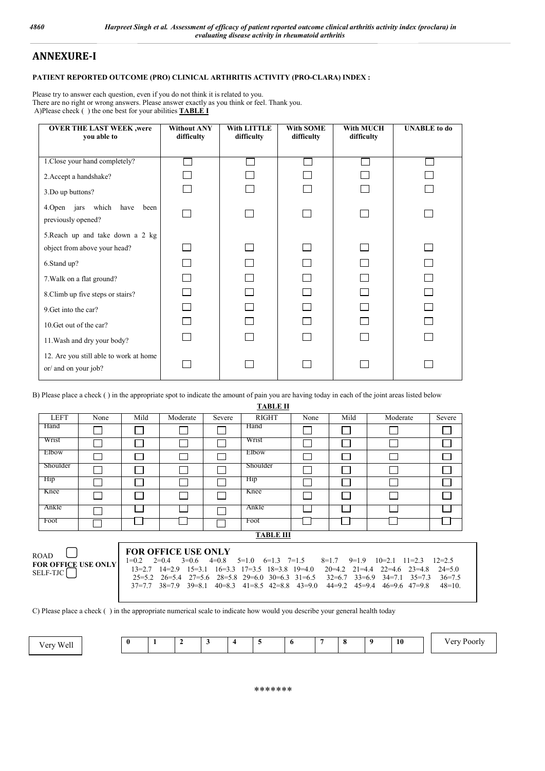# ANNEXURE-I

**PATIENT REPORTED OUTCOME (PRO) CLINICAL ARTHRITIS ACTIVITY (PRO-CLARA) INDEX :**

Please try to answer each question, even if you do not think it is related to you.
There are no right or wrong answers. Please answer exactly as you think or feel. Thank you.
A)Please check ( ) the one best for your abilities **TABLE I**

| OVER THE LAST WEEK ,were you able to | Without ANY difficulty | With LITTLE difficulty | With SOME difficulty | With MUCH difficulty | UNABLE to do |
|---|---|---|---|---|---|
| 1.Close your hand completely? | ☐ | ☐ | ☐ | ☐ | ☐ |
| 2.Accept a handshake? | ☐ | ☐ | ☐ | ☐ | ☐ |
| 3.Do up buttons? | ☐ | ☐ | ☐ | ☐ | ☐ |
| 4.Open jars which have been previously opened? | ☐ | ☐ | ☐ | ☐ | ☐ |
| 5.Reach up and take down a 2 kg object from above your head? | ☐ | ☐ | ☐ | ☐ | ☐ |
| 6.Stand up? | ☐ | ☐ | ☐ | ☐ | ☐ |
| 7.Walk on a flat ground? | ☐ | ☐ | ☐ | ☐ | ☐ |
| 8.Climb up five steps or stairs? | ☐ | ☐ | ☐ | ☐ | ☐ |
| 9.Get into the car? | ☐ | ☐ | ☐ | ☐ | ☐ |
| 10.Get out of the car? | ☐ | ☐ | ☐ | ☐ | ☐ |
| 11.Wash and dry your body? | ☐ | ☐ | ☐ | ☐ | ☐ |
| 12. Are you still able to work at home or/ and on your job? | ☐ | ☐ | ☐ | ☐ | ☐ |

B) Please place a check ( ) in the appropriate spot to indicate the amount of pain you are having today in each of the joint areas listed below

**TABLE II**

| LEFT | None | Mild | Moderate | Severe | RIGHT | None | Mild | Moderate | Severe |
|---|---|---|---|---|---|---|---|---|---|
| Hand | ☐ | ☐ | ☐ | ☐ | Hand | ☐ | ☐ | ☐ | ☐ |
| Wrist | ☐ | ☐ | ☐ | ☐ | Wrist | ☐ | ☐ | ☐ | ☐ |
| Elbow | ☐ | ☐ | ☐ | ☐ | Elbow | ☐ | ☐ | ☐ | ☐ |
| Shoulder | ☐ | ☐ | ☐ | ☐ | Shoulder | ☐ | ☐ | ☐ | ☐ |
| Hip | ☐ | ☐ | ☐ | ☐ | Hip | ☐ | ☐ | ☐ | ☐ |
| Knee | ☐ | ☐ | ☐ | ☐ | Knee | ☐ | ☐ | ☐ | ☐ |
| Ankle | ☐ | ☐ | ☐ | ☐ | Ankle | ☐ | ☐ | ☐ | ☐ |
| Foot | ☐ | ☐ | ☐ | ☐ | Foot | ☐ | ☐ | ☐ | ☐ |

**TABLE III**

ROAD ☐
**FOR OFFICE USE ONLY**
SELF-TJC ☐

**FOR OFFICE USE ONLY**

1=0.2 2=0.4 3=0.6 4=0.8 5=1.0 6=1.3 7=1.5 8=1.7 9=1.9 10=2.1 11=2.3 12=2.5
13=2.7 14=2.9 15=3.1 16=3.3 17=3.5 18=3.8 19=4.0 20=4.2 21=4.4 22=4.6 23=4.8 24=5.0
25=5.2 26=5.4 27=5.6 28=5.8 29=6.0 30=6.3 31=6.5 32=6.7 33=6.9 34=7.1 35=7.3 36=7.5
37=7.7 38=7.9 39=8.1 40=8.3 41=8.5 42=8.8 43=9.0 44=9.2 45=9.4 46=9.6 47=9.8 48=10.

C) Please place a check ( ) in the appropriate numerical scale to indicate how would you describe your general health today

| Very Well | 0 | 1 | 2 | 3 | 4 | 5 | 6 | 7 | 8 | 9 | 10 | Very Poorly |
|---|---|---|---|---|---|---|---|---|---|---|---|---|

\*\*\*\*\*\*\*